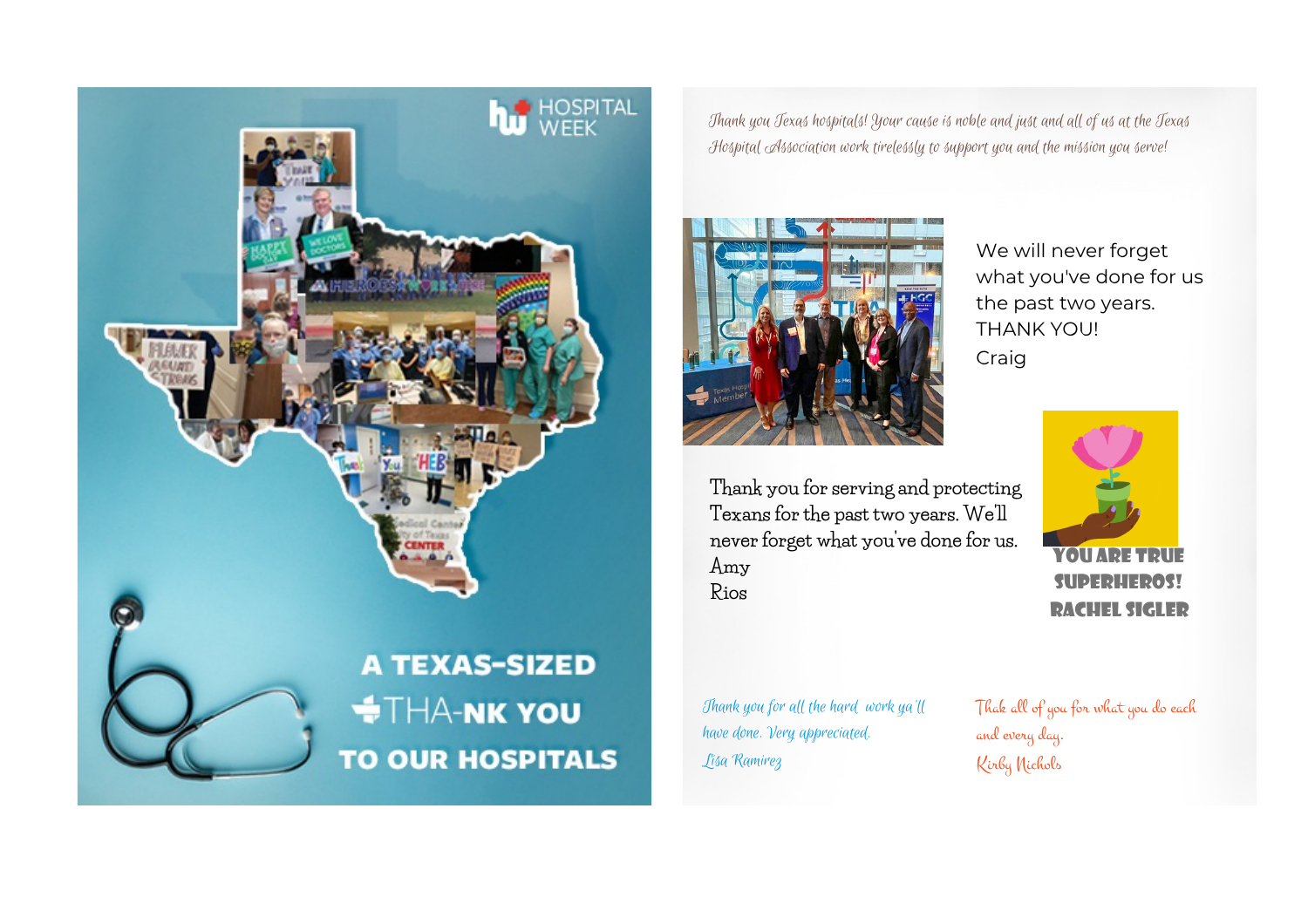HOSPITAL WEEK

# A TEXAS-SIZED THA-NK YOU TO OUR HOSPITALS

*Thank you Texas hospitals! Your cause is noble and just and all of us at the Texas Hospital Association work tirelessly to support you and the mission you serve!*

We will never forget what you've done for us the past two years. THANK YOU!
Craig

Thank you for serving and protecting Texans for the past two years. We'll never forget what you've done for us.
Amy Rios

**YOU ARE TRUE SUPERHEROS!**
**RACHEL SIGLER**

*Thank you for all the hard work ya'll have done. Very appreciated.*
*Lisa Ramirez*

*Thak all of you for what you do each and every day.*
*Kirby Nichols*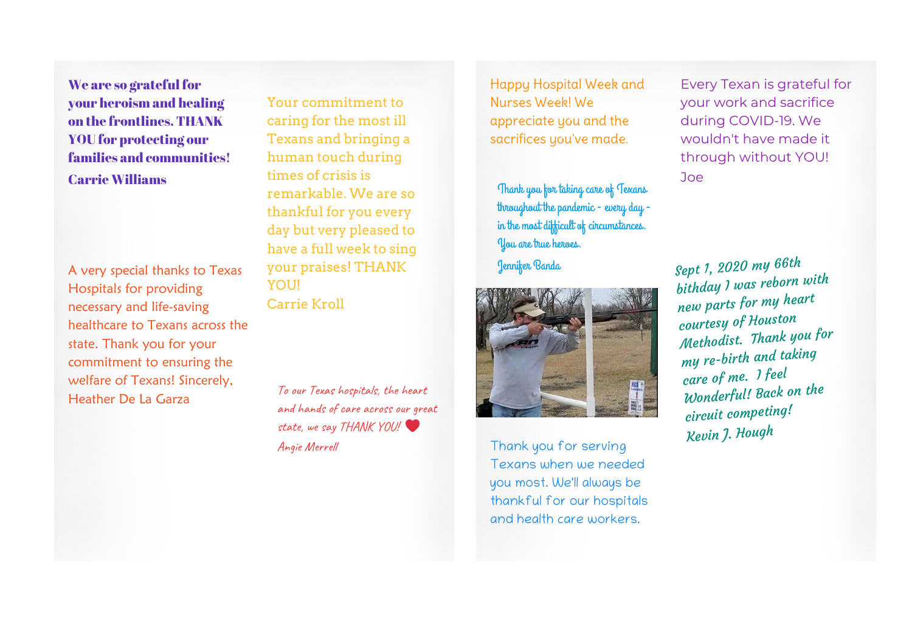**We are so grateful for your heroism and healing on the frontlines. THANK YOU for protecting our families and communities!**

**Carrie Williams**

A very special thanks to Texas Hospitals for providing necessary and life-saving healthcare to Texans across the state. Thank you for your commitment to ensuring the welfare of Texans! Sincerely, Heather De La Garza

Your commitment to caring for the most ill Texans and bringing a human touch during times of crisis is remarkable. We are so thankful for you every day but very pleased to have a full week to sing your praises! THANK YOU!
Carrie Kroll

*To our Texas hospitals, the heart and hands of care across our great state, we say THANK YOU!* ❤️

*Angie Merrell*

Happy Hospital Week and Nurses Week! We appreciate you and the sacrifices you've made.

*Thank you for taking care of Texans throughout the pandemic - every day - in the most difficult of circumstances. You are true heroes.*

*Jennifer Banda*

Thank you for serving Texans when we needed you most. We'll always be thankful for our hospitals and health care workers.

Every Texan is grateful for your work and sacrifice during COVID-19. We wouldn't have made it through without YOU!
Joe

*Sept 1, 2020 my 66th bithday I was reborn with new parts for my heart courtesy of Houston Methodist. Thank you for my re-birth and taking care of me. I feel Wonderful! Back on the circuit competing!*
*Kevin J. Hough*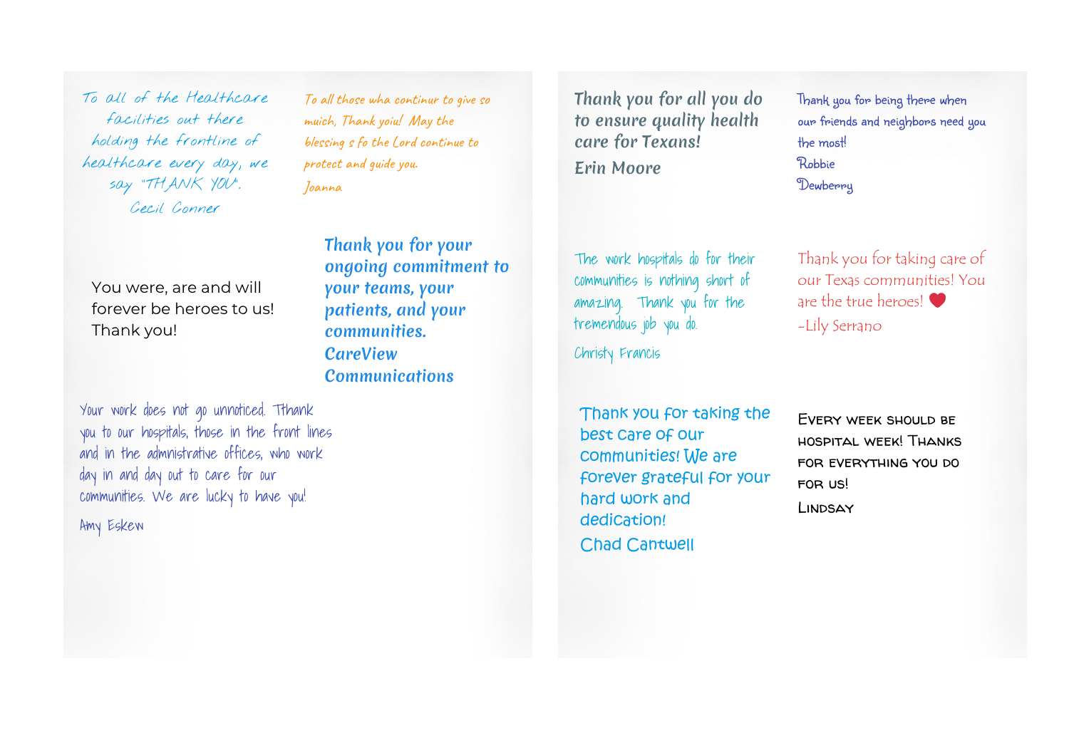To all of the Healthcare facilities out there holding the frontline of healthcare every day, we say "THANK YOU".
Cecil Conner

To all those wha continur to give so much, Thank yoiu! May the blessing s fo the Lord continue to protect and guide you.
Joanna

You were, are and will forever be heroes to us! Thank you!

***Thank you for your ongoing commitment to your teams, your patients, and your communities.***
***CareView Communications***

Your work does not go unnoticed. Tthank you to our hospitals, those in the front lines and in the administrative offices, who work day in and day out to care for our communities. We are lucky to have you!
Amy Eskew

Thank you for all you do to ensure quality health care for Texans!
Erin Moore

Thank you for being there when our friends and neighbors need you the most!
Robbie
Dewberry

The work hospitals do for their communities is nothing short of amazing. Thank you for the tremendous job you do.
Christy Francis

Thank you for taking care of our Texas communities! You are the true heroes! ❤
-Lily Serrano

Thank you for taking the best care of our communities! We are forever grateful for your hard work and dedication!
Chad Cantwell

EVERY WEEK SHOULD BE HOSPITAL WEEK! THANKS FOR EVERYTHING YOU DO FOR US!
LINDSAY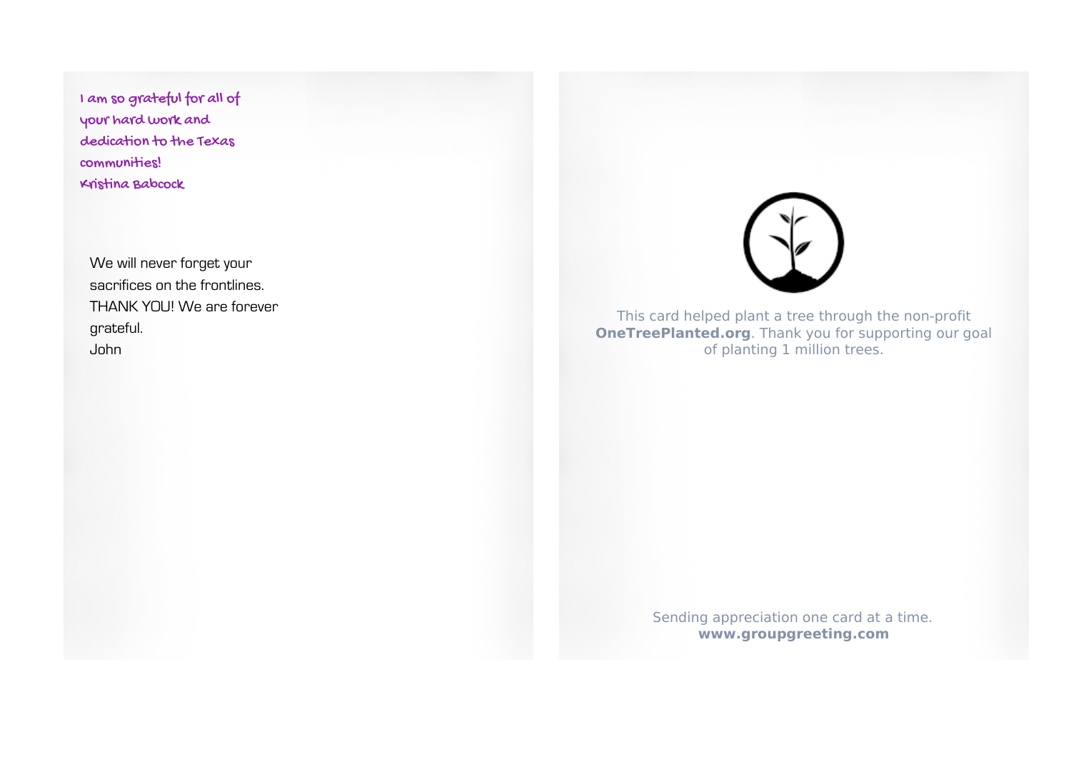I am so grateful for all of your hard work and dedication to the Texas communities!
Kristina Babcock

We will never forget your sacrifices on the frontlines. THANK YOU! We are forever grateful.
John

This card helped plant a tree through the non-profit **OneTreePlanted.org**. Thank you for supporting our goal of planting 1 million trees.

Sending appreciation one card at a time.
**www.groupgreeting.com**